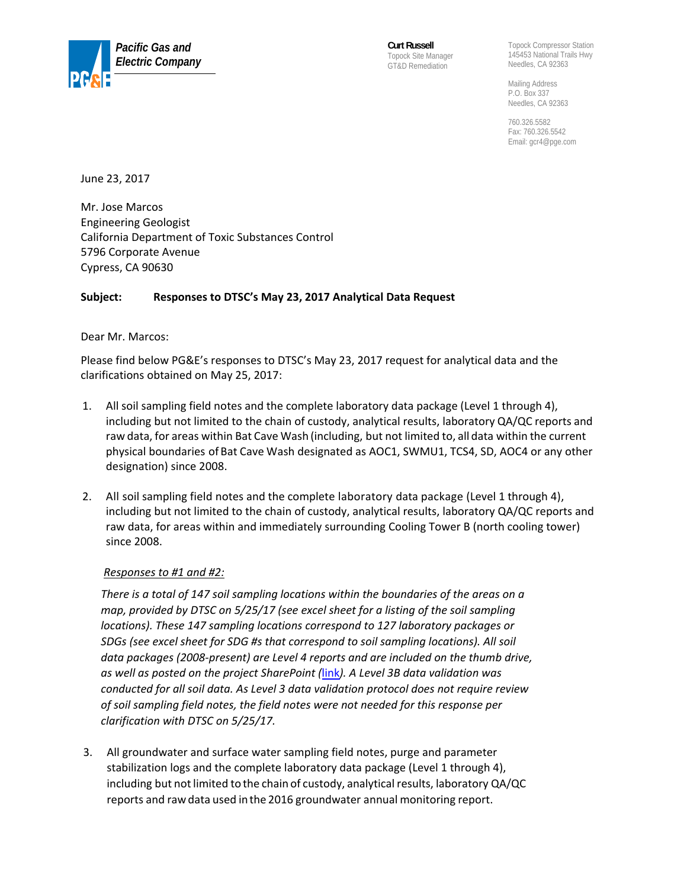**Pacific Gas and Electric Company**

**Curt Russell**
Topock Site Manager
GT&D Remediation

Topock Compressor Station
145453 National Trails Hwy
Needles, CA 92363

Mailing Address
P.O. Box 337
Needles, CA 92363

760.326.5582
Fax: 760.326.5542
Email: gcr4@pge.com

June 23, 2017

Mr. Jose Marcos
Engineering Geologist
California Department of Toxic Substances Control
5796 Corporate Avenue
Cypress, CA 90630

**Subject: Responses to DTSC's May 23, 2017 Analytical Data Request**

Dear Mr. Marcos:

Please find below PG&E's responses to DTSC's May 23, 2017 request for analytical data and the clarifications obtained on May 25, 2017:

1. All soil sampling field notes and the complete laboratory data package (Level 1 through 4), including but not limited to the chain of custody, analytical results, laboratory QA/QC reports and raw data, for areas within Bat Cave Wash (including, but not limited to, all data within the current physical boundaries of Bat Cave Wash designated as AOC1, SWMU1, TCS4, SD, AOC4 or any other designation) since 2008.

2. All soil sampling field notes and the complete laboratory data package (Level 1 through 4), including but not limited to the chain of custody, analytical results, laboratory QA/QC reports and raw data, for areas within and immediately surrounding Cooling Tower B (north cooling tower) since 2008.

   *Responses to #1 and #2:*

   *There is a total of 147 soil sampling locations within the boundaries of the areas on a map, provided by DTSC on 5/25/17 (see excel sheet for a listing of the soil sampling locations). These 147 sampling locations correspond to 127 laboratory packages or SDGs (see excel sheet for SDG #s that correspond to soil sampling locations). All soil data packages (2008-present) are Level 4 reports and are included on the thumb drive, as well as posted on the project SharePoint (link). A Level 3B data validation was conducted for all soil data. As Level 3 data validation protocol does not require review of soil sampling field notes, the field notes were not needed for this response per clarification with DTSC on 5/25/17.*

3. All groundwater and surface water sampling field notes, purge and parameter stabilization logs and the complete laboratory data package (Level 1 through 4), including but not limited to the chain of custody, analytical results, laboratory QA/QC reports and raw data used in the 2016 groundwater annual monitoring report.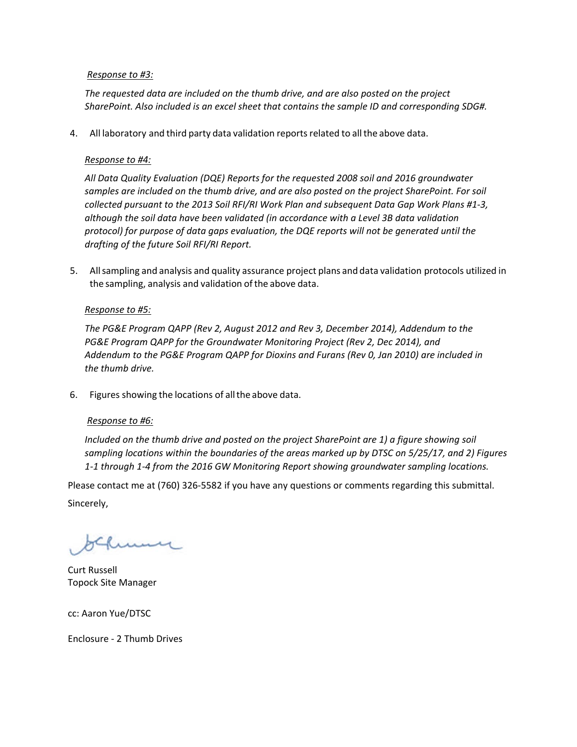*Response to #3:*

*The requested data are included on the thumb drive, and are also posted on the project SharePoint. Also included is an excel sheet that contains the sample ID and corresponding SDG#.*

4. All laboratory and third party data validation reports related to all the above data.

*Response to #4:*

*All Data Quality Evaluation (DQE) Reports for the requested 2008 soil and 2016 groundwater samples are included on the thumb drive, and are also posted on the project SharePoint. For soil collected pursuant to the 2013 Soil RFI/RI Work Plan and subsequent Data Gap Work Plans #1-3, although the soil data have been validated (in accordance with a Level 3B data validation protocol) for purpose of data gaps evaluation, the DQE reports will not be generated until the drafting of the future Soil RFI/RI Report.*

5. All sampling and analysis and quality assurance project plans and data validation protocols utilized in the sampling, analysis and validation of the above data.

*Response to #5:*

*The PG&E Program QAPP (Rev 2, August 2012 and Rev 3, December 2014), Addendum to the PG&E Program QAPP for the Groundwater Monitoring Project (Rev 2, Dec 2014), and Addendum to the PG&E Program QAPP for Dioxins and Furans (Rev 0, Jan 2010) are included in the thumb drive.*

6. Figures showing the locations of all the above data.

*Response to #6:*

*Included on the thumb drive and posted on the project SharePoint are 1) a figure showing soil sampling locations within the boundaries of the areas marked up by DTSC on 5/25/17, and 2) Figures 1-1 through 1-4 from the 2016 GW Monitoring Report showing groundwater sampling locations.*

Please contact me at (760) 326-5582 if you have any questions or comments regarding this submittal.

Sincerely,

Curt Russell
Topock Site Manager

cc: Aaron Yue/DTSC

Enclosure - 2 Thumb Drives